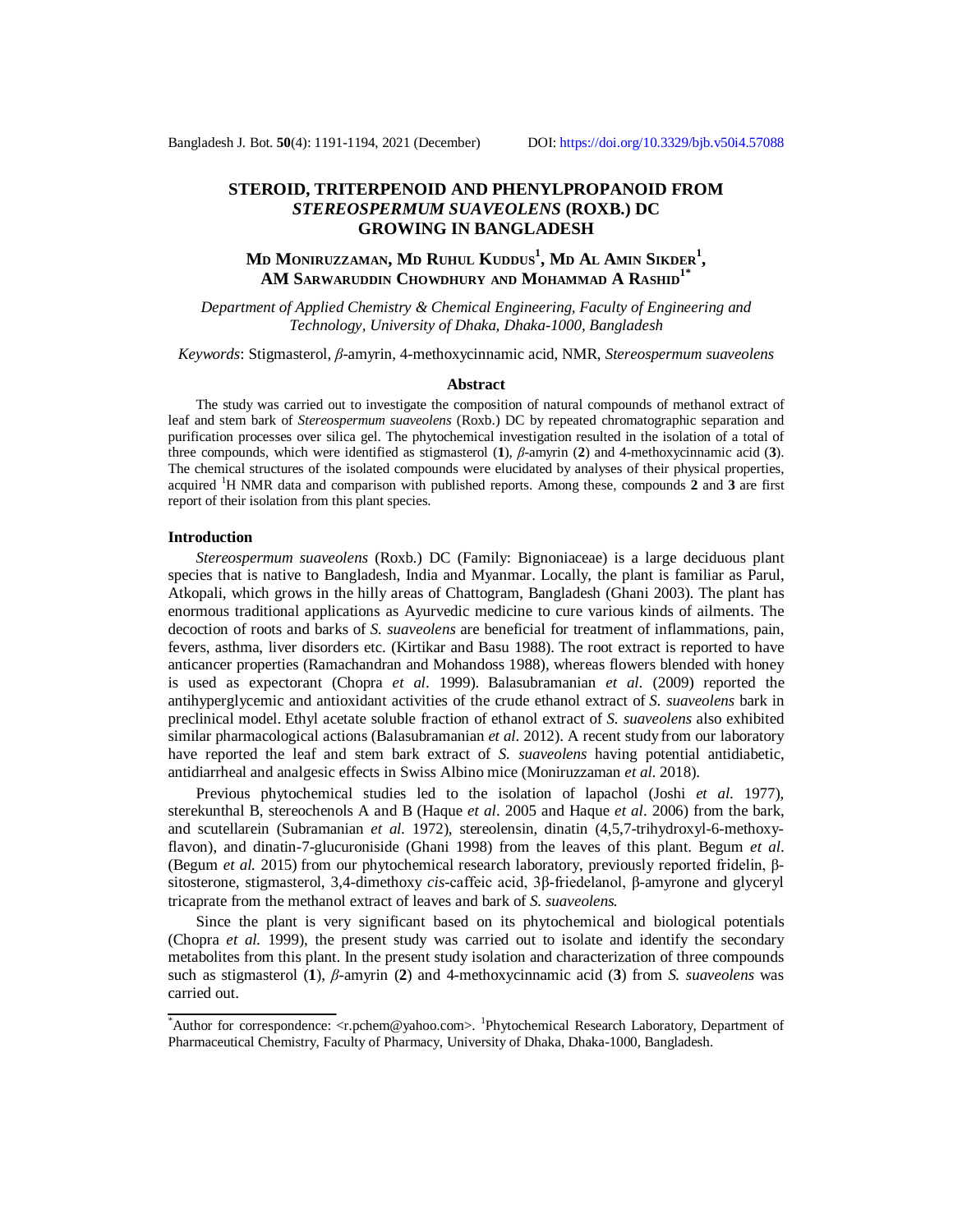# STEROID, TRITERPENOID AND PHENYLPROPANOID FROM *STEREOSPERMUM SUAVEOLENS* (ROXB.) DC GROWING IN BANGLADESH

**MD MONIRUZZAMAN, MD RUHUL KUDDUS[1], MD AL AMIN SIKDER[1], AM SARWARUDDIN CHOWDHURY AND MOHAMMAD A RASHID[1*]**

*Department of Applied Chemistry & Chemical Engineering, Faculty of Engineering and Technology, University of Dhaka, Dhaka-1000, Bangladesh*

*Keywords*: Stigmasterol, *β*-amyrin, 4-methoxycinnamic acid, NMR, *Stereospermum suaveolens*

## Abstract

The study was carried out to investigate the composition of natural compounds of methanol extract of leaf and stem bark of *Stereospermum suaveolens* (Roxb.) DC by repeated chromatographic separation and purification processes over silica gel. The phytochemical investigation resulted in the isolation of a total of three compounds, which were identified as stigmasterol (**1**), *β*-amyrin (**2**) and 4-methoxycinnamic acid (**3**). The chemical structures of the isolated compounds were elucidated by analyses of their physical properties, acquired $^1$H NMR data and comparison with published reports. Among these, compounds **2** and **3** are first report of their isolation from this plant species.

## Introduction

*Stereospermum suaveolens* (Roxb.) DC (Family: Bignoniaceae) is a large deciduous plant species that is native to Bangladesh, India and Myanmar. Locally, the plant is familiar as Parul, Atkopali, which grows in the hilly areas of Chattogram, Bangladesh (Ghani 2003). The plant has enormous traditional applications as Ayurvedic medicine to cure various kinds of ailments. The decoction of roots and barks of *S. suaveolens* are beneficial for treatment of inflammations, pain, fevers, asthma, liver disorders etc. (Kirtikar and Basu 1988). The root extract is reported to have anticancer properties (Ramachandran and Mohandoss 1988), whereas flowers blended with honey is used as expectorant (Chopra *et al*. 1999). Balasubramanian *et al*. (2009) reported the antihyperglycemic and antioxidant activities of the crude ethanol extract of *S. suaveolens* bark in preclinical model. Ethyl acetate soluble fraction of ethanol extract of *S. suaveolens* also exhibited similar pharmacological actions (Balasubramanian *et al*. 2012). A recent study from our laboratory have reported the leaf and stem bark extract of *S. suaveolens* having potential antidiabetic, antidiarrheal and analgesic effects in Swiss Albino mice (Moniruzzaman *et al*. 2018).

Previous phytochemical studies led to the isolation of lapachol (Joshi *et al*. 1977), sterekunthal B, stereochenols A and B (Haque *et al*. 2005 and Haque *et al*. 2006) from the bark, and scutellarein (Subramanian *et al.* 1972), stereolensin, dinatin (4,5,7-trihydroxyl-6-methoxy-flavon), and dinatin-7-glucuroniside (Ghani 1998) from the leaves of this plant. Begum *et al*. (Begum *et al.* 2015) from our phytochemical research laboratory, previously reported fridelin, β-sitosterone, stigmasterol, 3,4-dimethoxy *cis*-caffeic acid, 3β-friedelanol, β-amyrone and glyceryl tricaprate from the methanol extract of leaves and bark of *S. suaveolens*.

Since the plant is very significant based on its phytochemical and biological potentials (Chopra *et al.* 1999), the present study was carried out to isolate and identify the secondary metabolites from this plant. In the present study isolation and characterization of three compounds such as stigmasterol (**1**), *β*-amyrin (**2**) and 4-methoxycinnamic acid (**3**) from *S. suaveolens* was carried out.

---

[*]Author for correspondence: <r.pchem@yahoo.com>. [1]Phytochemical Research Laboratory, Department of Pharmaceutical Chemistry, Faculty of Pharmacy, University of Dhaka, Dhaka-1000, Bangladesh.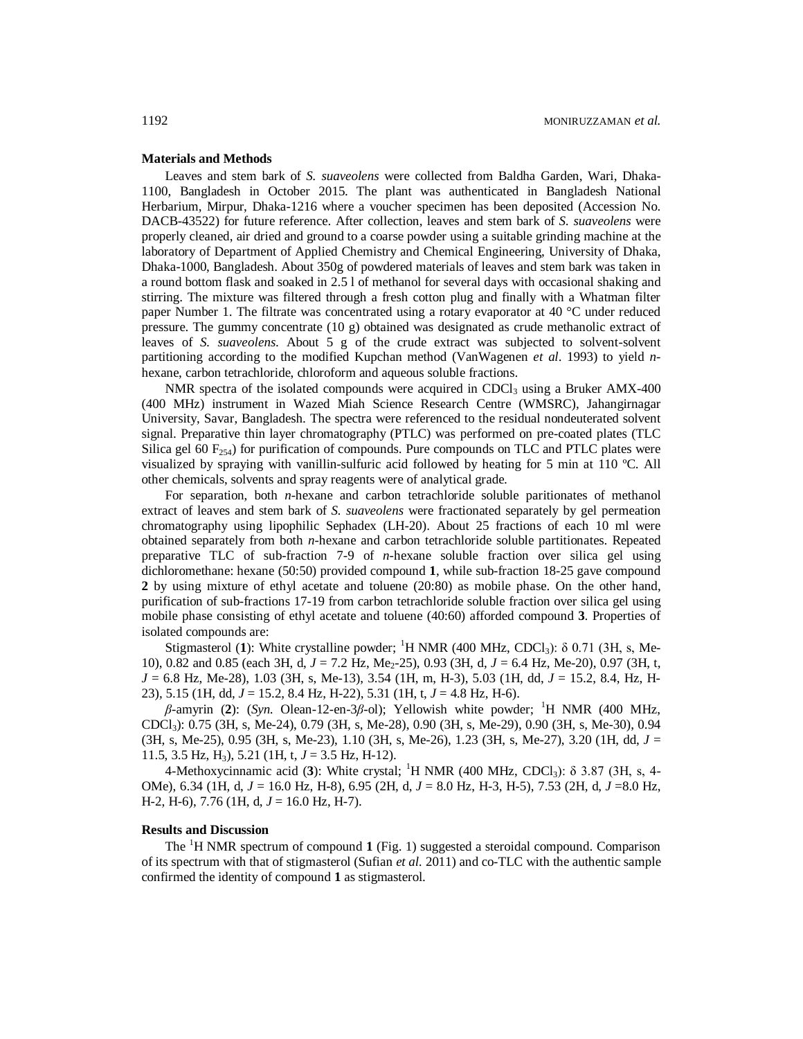## Materials and Methods

Leaves and stem bark of *S. suaveolens* were collected from Baldha Garden, Wari, Dhaka-1100, Bangladesh in October 2015. The plant was authenticated in Bangladesh National Herbarium, Mirpur, Dhaka-1216 where a voucher specimen has been deposited (Accession No. DACB-43522) for future reference. After collection, leaves and stem bark of *S. suaveolens* were properly cleaned, air dried and ground to a coarse powder using a suitable grinding machine at the laboratory of Department of Applied Chemistry and Chemical Engineering, University of Dhaka, Dhaka-1000, Bangladesh. About 350g of powdered materials of leaves and stem bark was taken in a round bottom flask and soaked in 2.5 l of methanol for several days with occasional shaking and stirring. The mixture was filtered through a fresh cotton plug and finally with a Whatman filter paper Number 1. The filtrate was concentrated using a rotary evaporator at 40 °C under reduced pressure. The gummy concentrate (10 g) obtained was designated as crude methanolic extract of leaves of *S. suaveolens*. About 5 g of the crude extract was subjected to solvent-solvent partitioning according to the modified Kupchan method (VanWagenen *et al*. 1993) to yield *n*-hexane, carbon tetrachloride, chloroform and aqueous soluble fractions.

NMR spectra of the isolated compounds were acquired in $CDCl_3$ using a Bruker AMX-400 (400 MHz) instrument in Wazed Miah Science Research Centre (WMSRC), Jahangirnagar University, Savar, Bangladesh. The spectra were referenced to the residual nondeuterated solvent signal. Preparative thin layer chromatography (PTLC) was performed on pre-coated plates (TLC Silica gel 60 $F_{254}$) for purification of compounds. Pure compounds on TLC and PTLC plates were visualized by spraying with vanillin-sulfuric acid followed by heating for 5 min at 110 ºC. All other chemicals, solvents and spray reagents were of analytical grade.

For separation, both *n*-hexane and carbon tetrachloride soluble paritionates of methanol extract of leaves and stem bark of *S. suaveolens* were fractionated separately by gel permeation chromatography using lipophilic Sephadex (LH-20). About 25 fractions of each 10 ml were obtained separately from both *n*-hexane and carbon tetrachloride soluble partitionates. Repeated preparative TLC of sub-fraction 7-9 of *n*-hexane soluble fraction over silica gel using dichloromethane: hexane (50:50) provided compound **1**, while sub-fraction 18-25 gave compound **2** by using mixture of ethyl acetate and toluene (20:80) as mobile phase. On the other hand, purification of sub-fractions 17-19 from carbon tetrachloride soluble fraction over silica gel using mobile phase consisting of ethyl acetate and toluene (40:60) afforded compound **3**. Properties of isolated compounds are:

Stigmasterol (**1**): White crystalline powder; $^1$H NMR (400 MHz, $CDCl_3$): δ 0.71 (3H, s, Me-10), 0.82 and 0.85 (each 3H, d, *J* = 7.2 Hz, $Me_2$-25), 0.93 (3H, d, *J* = 6.4 Hz, Me-20), 0.97 (3H, t, *J* = 6.8 Hz, Me-28), 1.03 (3H, s, Me-13), 3.54 (1H, m, H-3), 5.03 (1H, dd, *J* = 15.2, 8.4, Hz, H-23), 5.15 (1H, dd, *J* = 15.2, 8.4 Hz, H-22), 5.31 (1H, t, *J* = 4.8 Hz, H-6).

*β*-amyrin (**2**): (*Syn.* Olean-12-en-3*β*-ol); Yellowish white powder; $^1$H NMR (400 MHz, $CDCl_3$): 0.75 (3H, s, Me-24), 0.79 (3H, s, Me-28), 0.90 (3H, s, Me-29), 0.90 (3H, s, Me-30), 0.94 (3H, s, Me-25), 0.95 (3H, s, Me-23), 1.10 (3H, s, Me-26), 1.23 (3H, s, Me-27), 3.20 (1H, dd, *J* = 11.5, 3.5 Hz, $H_3$), 5.21 (1H, t, *J* = 3.5 Hz, H-12).

4-Methoxycinnamic acid (**3**): White crystal; $^1$H NMR (400 MHz, $CDCl_3$): δ 3.87 (3H, s, 4-OMe), 6.34 (1H, d, *J* = 16.0 Hz, H-8), 6.95 (2H, d, *J* = 8.0 Hz, H-3, H-5), 7.53 (2H, d, *J* =8.0 Hz, H-2, H-6), 7.76 (1H, d, *J* = 16.0 Hz, H-7).

## Results and Discussion

The $^1$H NMR spectrum of compound **1** (Fig. 1) suggested a steroidal compound. Comparison of its spectrum with that of stigmasterol (Sufian *et al.* 2011) and co-TLC with the authentic sample confirmed the identity of compound **1** as stigmasterol.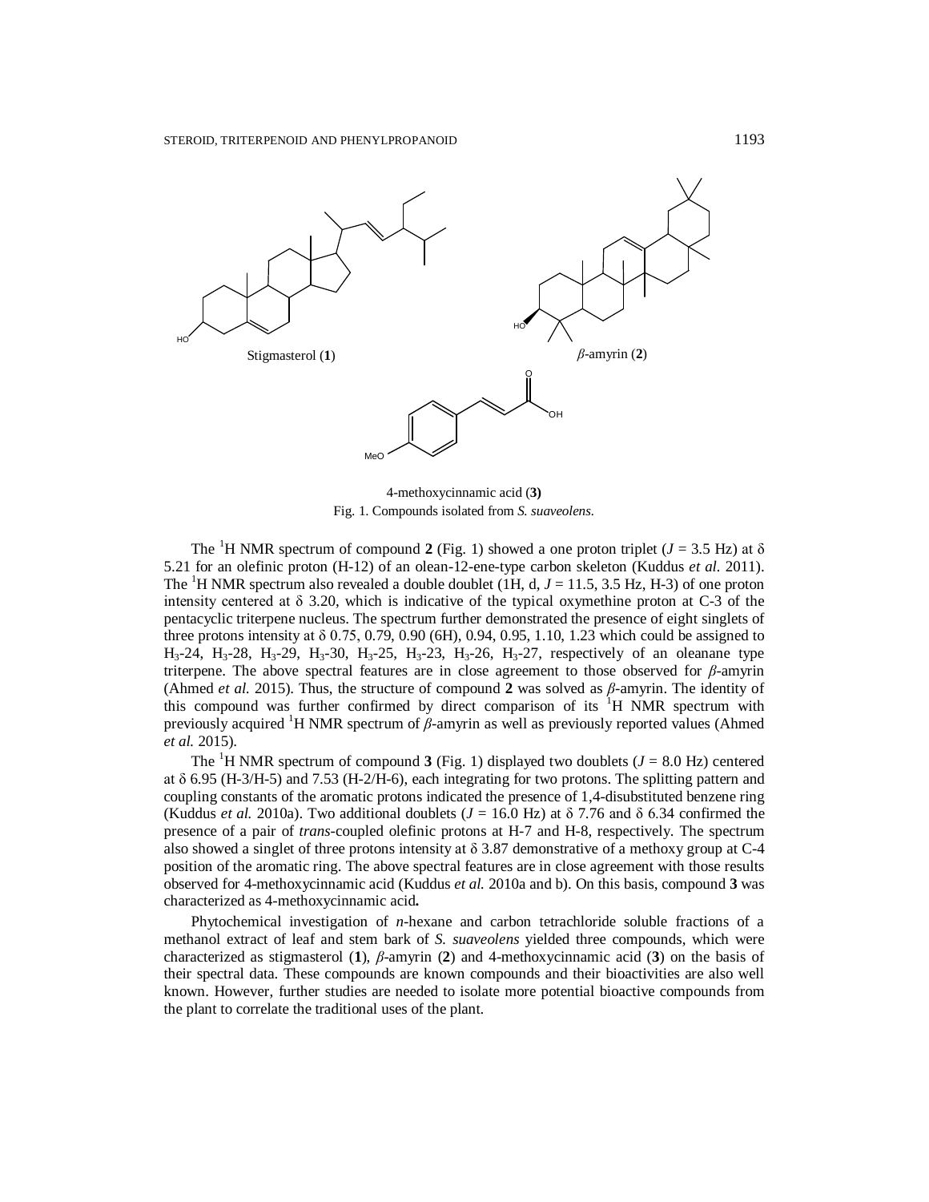Stigmasterol (**1**)

*β*-amyrin (**2**)

4-methoxycinnamic acid (**3**)

Fig. 1. Compounds isolated from *S. suaveolens.*

The $^{1}H$ NMR spectrum of compound **2** (Fig. 1) showed a one proton triplet ($J$ = 3.5 Hz) at δ 5.21 for an olefinic proton (H-12) of an olean-12-ene-type carbon skeleton (Kuddus *et al.* 2011). The $^{1}H$ NMR spectrum also revealed a double doublet (1H, d, $J$ = 11.5, 3.5 Hz, H-3) of one proton intensity centered at δ 3.20, which is indicative of the typical oxymethine proton at C-3 of the pentacyclic triterpene nucleus. The spectrum further demonstrated the presence of eight singlets of three protons intensity at δ 0.75, 0.79, 0.90 (6H), 0.94, 0.95, 1.10, 1.23 which could be assigned to $H_3$-24, $H_3$-28, $H_3$-29, $H_3$-30, $H_3$-25, $H_3$-23, $H_3$-26, $H_3$-27, respectively of an oleanane type triterpene. The above spectral features are in close agreement to those observed for *β*-amyrin (Ahmed *et al.* 2015). Thus, the structure of compound **2** was solved as *β*-amyrin. The identity of this compound was further confirmed by direct comparison of its $^{1}H$ NMR spectrum with previously acquired $^{1}H$ NMR spectrum of *β*-amyrin as well as previously reported values (Ahmed *et al.* 2015).

The $^{1}H$ NMR spectrum of compound **3** (Fig. 1) displayed two doublets ($J$ = 8.0 Hz) centered at δ 6.95 (H-3/H-5) and 7.53 (H-2/H-6), each integrating for two protons. The splitting pattern and coupling constants of the aromatic protons indicated the presence of 1,4-disubstituted benzene ring (Kuddus *et al.* 2010a). Two additional doublets ($J$ = 16.0 Hz) at δ 7.76 and δ 6.34 confirmed the presence of a pair of *trans*-coupled olefinic protons at H-7 and H-8, respectively. The spectrum also showed a singlet of three protons intensity at δ 3.87 demonstrative of a methoxy group at C-4 position of the aromatic ring. The above spectral features are in close agreement with those results observed for 4-methoxycinnamic acid (Kuddus *et al.* 2010a and b). On this basis, compound **3** was characterized as 4-methoxycinnamic acid**.**

Phytochemical investigation of *n*-hexane and carbon tetrachloride soluble fractions of a methanol extract of leaf and stem bark of *S. suaveolens* yielded three compounds, which were characterized as stigmasterol (**1**), *β*-amyrin (**2**) and 4-methoxycinnamic acid (**3**) on the basis of their spectral data. These compounds are known compounds and their bioactivities are also well known. However, further studies are needed to isolate more potential bioactive compounds from the plant to correlate the traditional uses of the plant.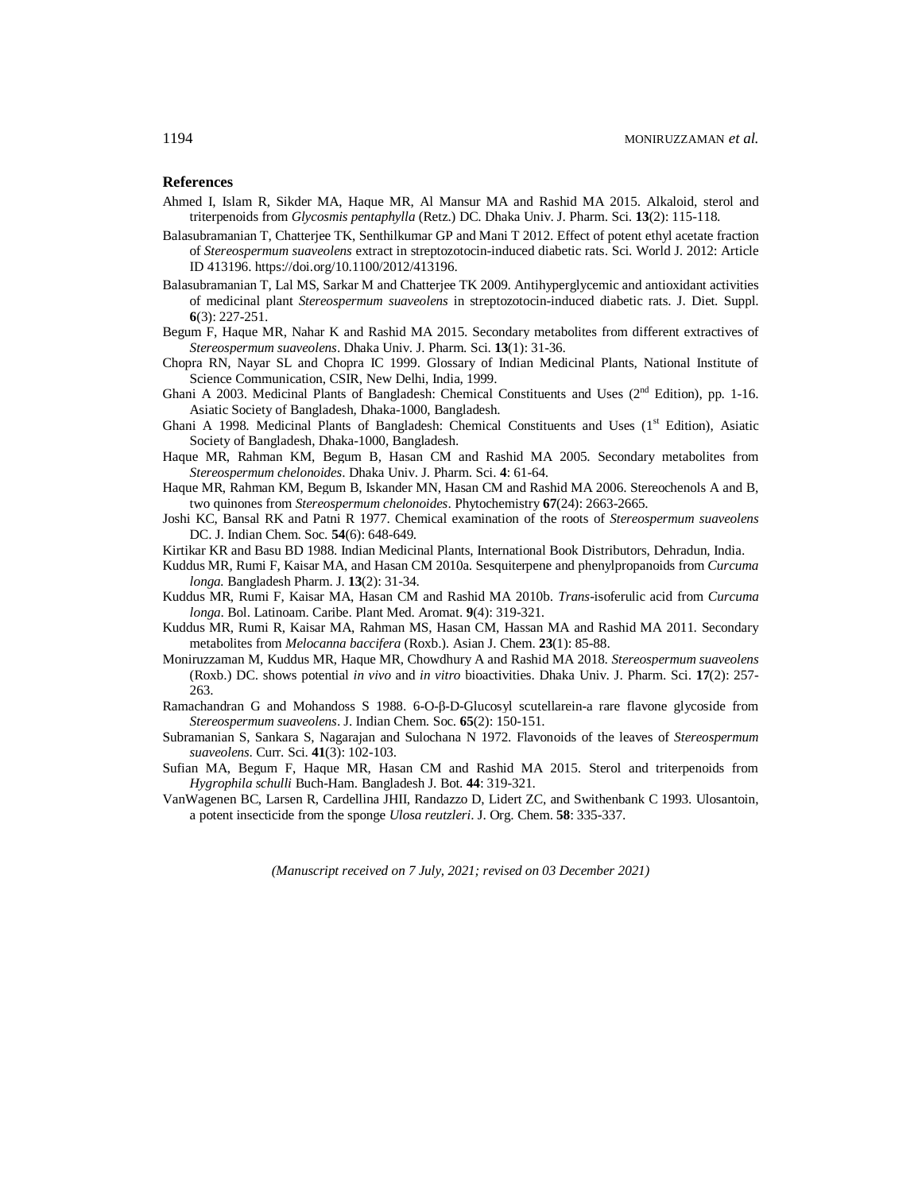## References

Ahmed I, Islam R, Sikder MA, Haque MR, Al Mansur MA and Rashid MA 2015. Alkaloid, sterol and triterpenoids from *Glycosmis pentaphylla* (Retz.) DC. Dhaka Univ. J. Pharm. Sci. **13**(2): 115-118.

Balasubramanian T, Chatterjee TK, Senthilkumar GP and Mani T 2012. Effect of potent ethyl acetate fraction of *Stereospermum suaveolens* extract in streptozotocin-induced diabetic rats. Sci. World J. 2012: Article ID 413196. https://doi.org/10.1100/2012/413196.

Balasubramanian T, Lal MS, Sarkar M and Chatterjee TK 2009. Antihyperglycemic and antioxidant activities of medicinal plant *Stereospermum suaveolens* in streptozotocin-induced diabetic rats. J. Diet. Suppl. **6**(3): 227-251.

Begum F, Haque MR, Nahar K and Rashid MA 2015. Secondary metabolites from different extractives of *Stereospermum suaveolens*. Dhaka Univ. J. Pharm. Sci. **13**(1): 31-36.

Chopra RN, Nayar SL and Chopra IC 1999. Glossary of Indian Medicinal Plants, National Institute of Science Communication, CSIR, New Delhi, India, 1999.

Ghani A 2003. Medicinal Plants of Bangladesh: Chemical Constituents and Uses (2nd Edition), pp. 1-16. Asiatic Society of Bangladesh, Dhaka-1000, Bangladesh.

Ghani A 1998. Medicinal Plants of Bangladesh: Chemical Constituents and Uses (1st Edition), Asiatic Society of Bangladesh, Dhaka-1000, Bangladesh.

Haque MR, Rahman KM, Begum B, Hasan CM and Rashid MA 2005. Secondary metabolites from *Stereospermum chelonoides*. Dhaka Univ. J. Pharm. Sci. **4**: 61-64.

Haque MR, Rahman KM, Begum B, Iskander MN, Hasan CM and Rashid MA 2006. Stereochenols A and B, two quinones from *Stereospermum chelonoides*. Phytochemistry **67**(24): 2663-2665.

Joshi KC, Bansal RK and Patni R 1977. Chemical examination of the roots of *Stereospermum suaveolens* DC. J. Indian Chem. Soc. **54**(6): 648-649.

Kirtikar KR and Basu BD 1988. Indian Medicinal Plants, International Book Distributors, Dehradun, India.

Kuddus MR, Rumi F, Kaisar MA, and Hasan CM 2010a. Sesquiterpene and phenylpropanoids from *Curcuma longa*. Bangladesh Pharm. J. **13**(2): 31-34.

Kuddus MR, Rumi F, Kaisar MA, Hasan CM and Rashid MA 2010b. *Trans*-isoferulic acid from *Curcuma longa*. Bol. Latinoam. Caribe. Plant Med. Aromat. **9**(4): 319-321.

Kuddus MR, Rumi R, Kaisar MA, Rahman MS, Hasan CM, Hassan MA and Rashid MA 2011. Secondary metabolites from *Melocanna baccifera* (Roxb.). Asian J. Chem. **23**(1): 85-88.

Moniruzzaman M, Kuddus MR, Haque MR, Chowdhury A and Rashid MA 2018. *Stereospermum suaveolens* (Roxb.) DC. shows potential *in vivo* and *in vitro* bioactivities. Dhaka Univ. J. Pharm. Sci. **17**(2): 257-263.

Ramachandran G and Mohandoss S 1988. 6-O-β-D-Glucosyl scutellarein-a rare flavone glycoside from *Stereospermum suaveolens*. J. Indian Chem. Soc. **65**(2): 150-151.

Subramanian S, Sankara S, Nagarajan and Sulochana N 1972. Flavonoids of the leaves of *Stereospermum suaveolens*. Curr. Sci. **41**(3): 102-103.

Sufian MA, Begum F, Haque MR, Hasan CM and Rashid MA 2015. Sterol and triterpenoids from *Hygrophila schulli* Buch-Ham. Bangladesh J. Bot. **44**: 319-321.

VanWagenen BC, Larsen R, Cardellina JHII, Randazzo D, Lidert ZC, and Swithenbank C 1993. Ulosantoin, a potent insecticide from the sponge *Ulosa reutzleri*. J. Org. Chem. **58**: 335-337.

*(Manuscript received on 7 July, 2021; revised on 03 December 2021)*